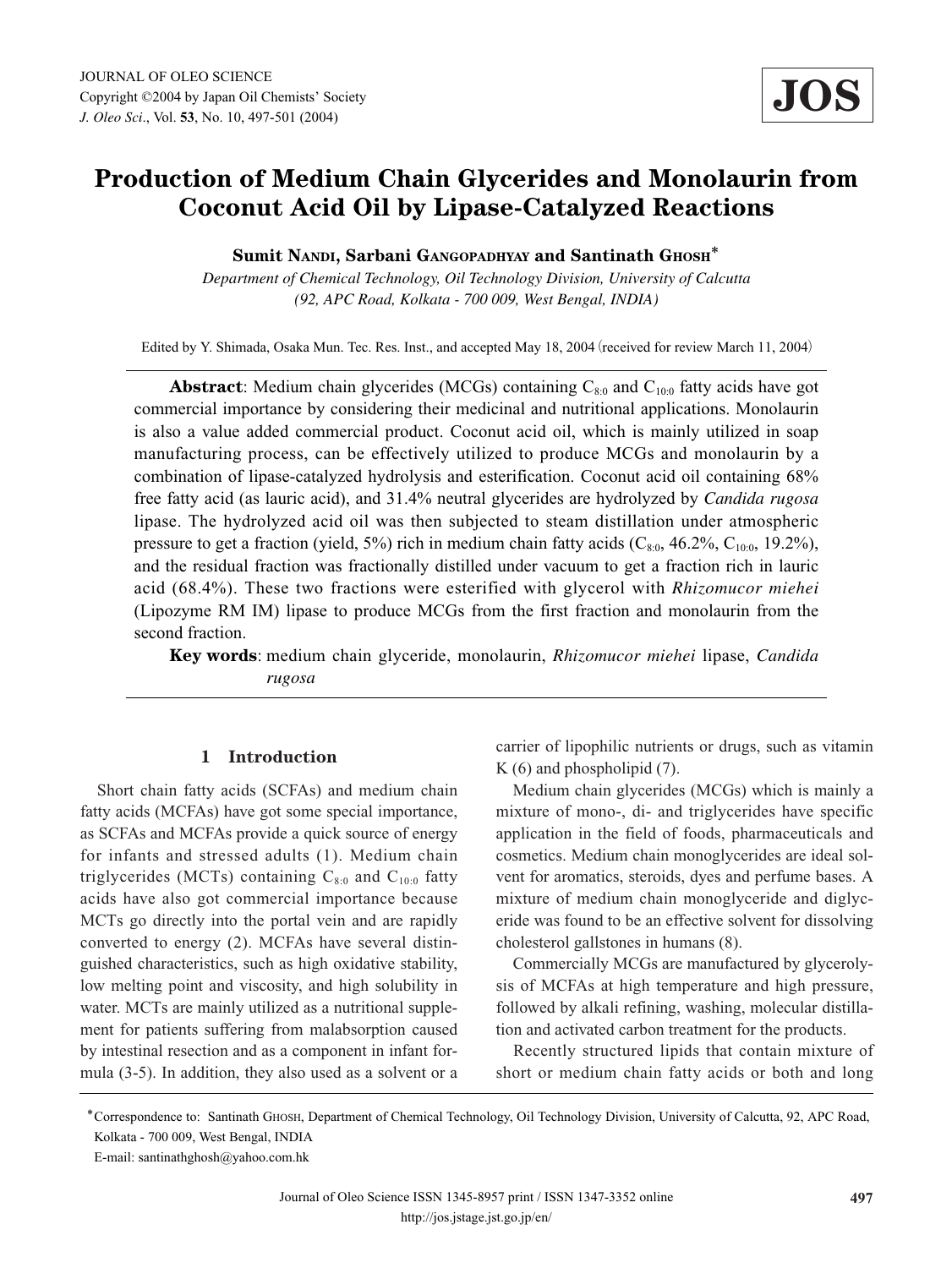# Production of Medium Chain Glycerides and Monolaurin from Coconut Acid Oil by Lipase-Catalyzed Reactions

**Sumit Nandi, Sarbani Gangopadhyay and Santinath Ghosh***

*Department of Chemical Technology, Oil Technology Division, University of Calcutta (92, APC Road, Kolkata - 700 009, West Bengal, INDIA)*

Edited by Y. Shimada, Osaka Mun. Tec. Res. Inst., and accepted May 18, 2004 (received for review March 11, 2004)

**Abstract**: Medium chain glycerides (MCGs) containing $C_{8:0}$ and $C_{10:0}$ fatty acids have got commercial importance by considering their medicinal and nutritional applications. Monolaurin is also a value added commercial product. Coconut acid oil, which is mainly utilized in soap manufacturing process, can be effectively utilized to produce MCGs and monolaurin by a combination of lipase-catalyzed hydrolysis and esterification. Coconut acid oil containing 68% free fatty acid (as lauric acid), and 31.4% neutral glycerides are hydrolyzed by *Candida rugosa* lipase. The hydrolyzed acid oil was then subjected to steam distillation under atmospheric pressure to get a fraction (yield, 5%) rich in medium chain fatty acids ($C_{8:0}$, 46.2%, $C_{10:0}$, 19.2%), and the residual fraction was fractionally distilled under vacuum to get a fraction rich in lauric acid (68.4%). These two fractions were esterified with glycerol with *Rhizomucor miehei* (Lipozyme RM IM) lipase to produce MCGs from the first fraction and monolaurin from the second fraction.

**Key words**: medium chain glyceride, monolaurin, *Rhizomucor miehei* lipase, *Candida rugosa*

## 1 Introduction

Short chain fatty acids (SCFAs) and medium chain fatty acids (MCFAs) have got some special importance, as SCFAs and MCFAs provide a quick source of energy for infants and stressed adults (1). Medium chain triglycerides (MCTs) containing $C_{8:0}$ and $C_{10:0}$ fatty acids have also got commercial importance because MCTs go directly into the portal vein and are rapidly converted to energy (2). MCFAs have several distinguished characteristics, such as high oxidative stability, low melting point and viscosity, and high solubility in water. MCTs are mainly utilized as a nutritional supplement for patients suffering from malabsorption caused by intestinal resection and as a component in infant formula (3-5). In addition, they also used as a solvent or a carrier of lipophilic nutrients or drugs, such as vitamin K (6) and phospholipid (7).

Medium chain glycerides (MCGs) which is mainly a mixture of mono-, di- and triglycerides have specific application in the field of foods, pharmaceuticals and cosmetics. Medium chain monoglycerides are ideal solvent for aromatics, steroids, dyes and perfume bases. A mixture of medium chain monoglyceride and diglyceride was found to be an effective solvent for dissolving cholesterol gallstones in humans (8).

Commercially MCGs are manufactured by glycerolysis of MCFAs at high temperature and high pressure, followed by alkali refining, washing, molecular distillation and activated carbon treatment for the products.

Recently structured lipids that contain mixture of short or medium chain fatty acids or both and long

*Correspondence to: Santinath Ghosh, Department of Chemical Technology, Oil Technology Division, University of Calcutta, 92, APC Road, Kolkata - 700 009, West Bengal, INDIA
E-mail: santinathghosh@yahoo.com.hk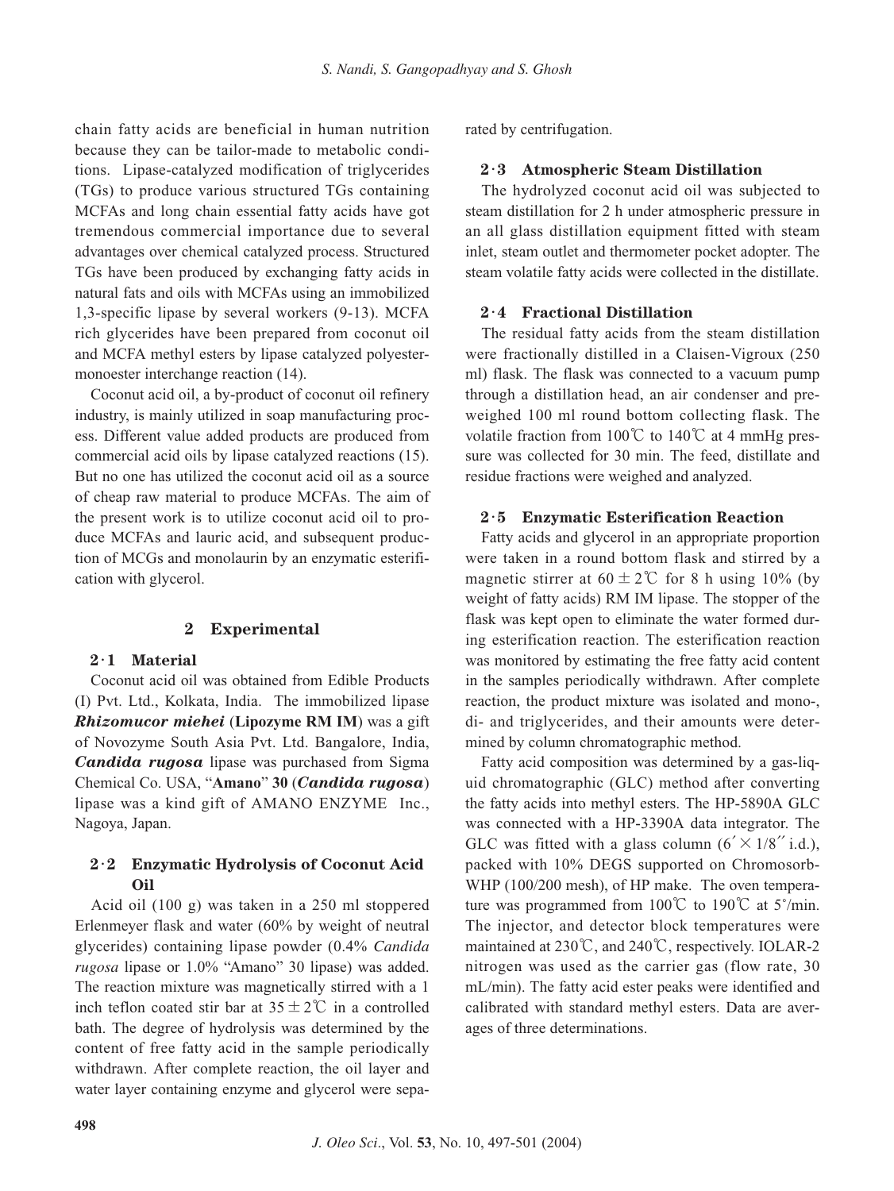chain fatty acids are beneficial in human nutrition because they can be tailor-made to metabolic conditions. Lipase-catalyzed modification of triglycerides (TGs) to produce various structured TGs containing MCFAs and long chain essential fatty acids have got tremendous commercial importance due to several advantages over chemical catalyzed process. Structured TGs have been produced by exchanging fatty acids in natural fats and oils with MCFAs using an immobilized 1,3-specific lipase by several workers (9-13). MCFA rich glycerides have been prepared from coconut oil and MCFA methyl esters by lipase catalyzed polyester-monoester interchange reaction (14).

Coconut acid oil, a by-product of coconut oil refinery industry, is mainly utilized in soap manufacturing process. Different value added products are produced from commercial acid oils by lipase catalyzed reactions (15). But no one has utilized the coconut acid oil as a source of cheap raw material to produce MCFAs. The aim of the present work is to utilize coconut acid oil to produce MCFAs and lauric acid, and subsequent production of MCGs and monolaurin by an enzymatic esterification with glycerol.

## 2 Experimental

### 2·1 Material

Coconut acid oil was obtained from Edible Products (I) Pvt. Ltd., Kolkata, India. The immobilized lipase ***Rhizomucor miehei*** (**Lipozyme RM IM**) was a gift of Novozyme South Asia Pvt. Ltd. Bangalore, India, ***Candida rugosa*** lipase was purchased from Sigma Chemical Co. USA, "**Amano**" **30** (***Candida rugosa***) lipase was a kind gift of AMANO ENZYME Inc., Nagoya, Japan.

### 2·2 Enzymatic Hydrolysis of Coconut Acid Oil

Acid oil (100 g) was taken in a 250 ml stoppered Erlenmeyer flask and water (60% by weight of neutral glycerides) containing lipase powder (0.4% *Candida rugosa* lipase or 1.0% "Amano" 30 lipase) was added. The reaction mixture was magnetically stirred with a 1 inch teflon coated stir bar at 35 ± 2℃ in a controlled bath. The degree of hydrolysis was determined by the content of free fatty acid in the sample periodically withdrawn. After complete reaction, the oil layer and water layer containing enzyme and glycerol were separated by centrifugation.

### 2·3 Atmospheric Steam Distillation

The hydrolyzed coconut acid oil was subjected to steam distillation for 2 h under atmospheric pressure in an all glass distillation equipment fitted with steam inlet, steam outlet and thermometer pocket adopter. The steam volatile fatty acids were collected in the distillate.

### 2·4 Fractional Distillation

The residual fatty acids from the steam distillation were fractionally distilled in a Claisen-Vigroux (250 ml) flask. The flask was connected to a vacuum pump through a distillation head, an air condenser and pre-weighed 100 ml round bottom collecting flask. The volatile fraction from 100℃ to 140℃ at 4 mmHg pressure was collected for 30 min. The feed, distillate and residue fractions were weighed and analyzed.

### 2·5 Enzymatic Esterification Reaction

Fatty acids and glycerol in an appropriate proportion were taken in a round bottom flask and stirred by a magnetic stirrer at 60 ± 2℃ for 8 h using 10% (by weight of fatty acids) RM IM lipase. The stopper of the flask was kept open to eliminate the water formed during esterification reaction. The esterification reaction was monitored by estimating the free fatty acid content in the samples periodically withdrawn. After complete reaction, the product mixture was isolated and mono-, di- and triglycerides, and their amounts were determined by column chromatographic method.

Fatty acid composition was determined by a gas-liquid chromatographic (GLC) method after converting the fatty acids into methyl esters. The HP-5890A GLC was connected with a HP-3390A data integrator. The GLC was fitted with a glass column (6′ × 1/8″ i.d.), packed with 10% DEGS supported on Chromosorb-WHP (100/200 mesh), of HP make. The oven temperature was programmed from 100℃ to 190℃ at 5°/min. The injector, and detector block temperatures were maintained at 230℃, and 240℃, respectively. IOLAR-2 nitrogen was used as the carrier gas (flow rate, 30 mL/min). The fatty acid ester peaks were identified and calibrated with standard methyl esters. Data are averages of three determinations.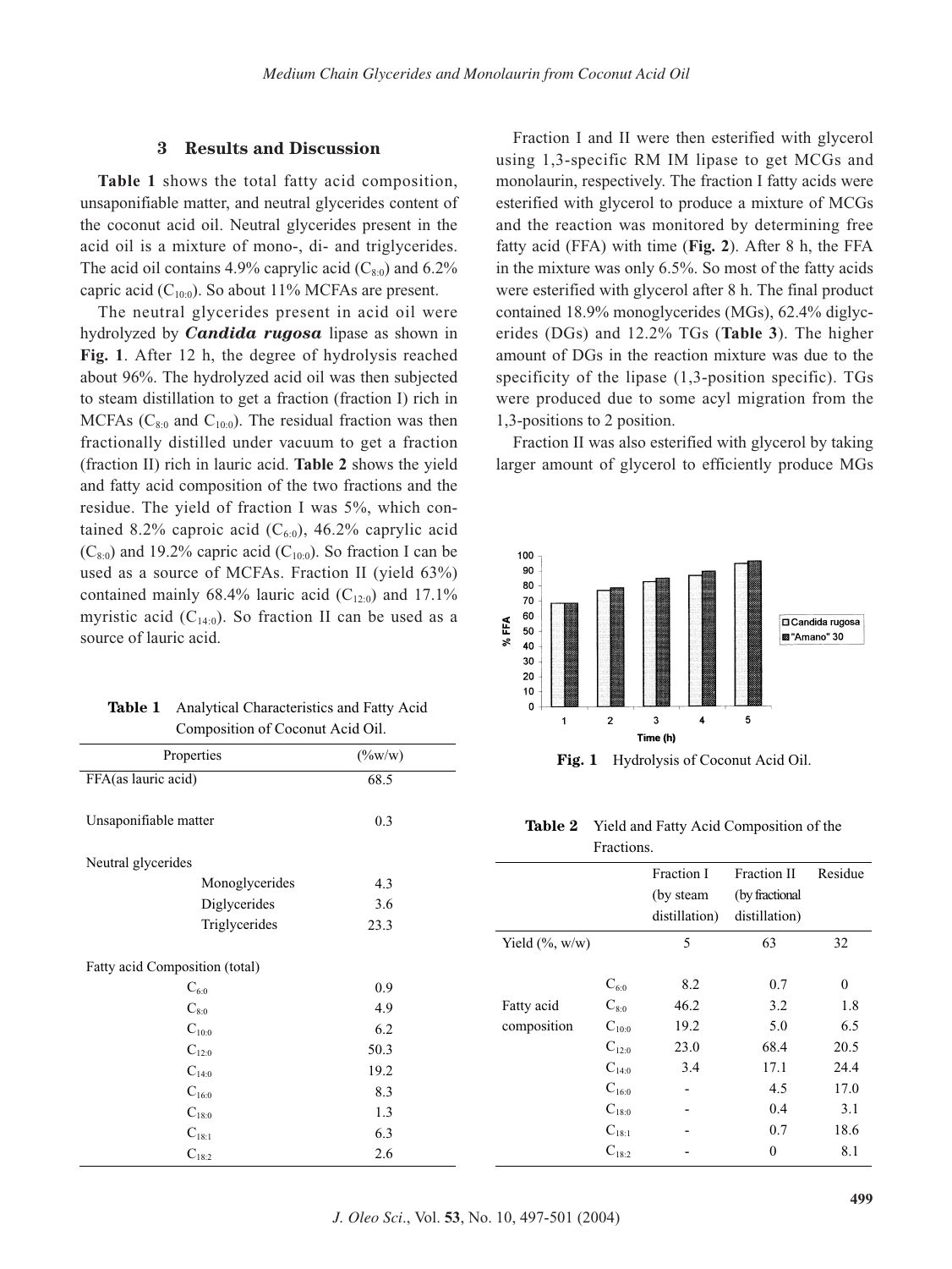## 3 Results and Discussion

**Table 1** shows the total fatty acid composition, unsaponifiable matter, and neutral glycerides content of the coconut acid oil. Neutral glycerides present in the acid oil is a mixture of mono-, di- and triglycerides. The acid oil contains 4.9% caprylic acid ($C_{8:0}$) and 6.2% capric acid ($C_{10:0}$). So about 11% MCFAs are present.

The neutral glycerides present in acid oil were hydrolyzed by ***Candida rugosa*** lipase as shown in **Fig. 1**. After 12 h, the degree of hydrolysis reached about 96%. The hydrolyzed acid oil was then subjected to steam distillation to get a fraction (fraction I) rich in MCFAs ($C_{8:0}$ and $C_{10:0}$). The residual fraction was then fractionally distilled under vacuum to get a fraction (fraction II) rich in lauric acid. **Table 2** shows the yield and fatty acid composition of the two fractions and the residue. The yield of fraction I was 5%, which contained 8.2% caproic acid ($C_{6:0}$), 46.2% caprylic acid ($C_{8:0}$) and 19.2% capric acid ($C_{10:0}$). So fraction I can be used as a source of MCFAs. Fraction II (yield 63%) contained mainly 68.4% lauric acid ($C_{12:0}$) and 17.1% myristic acid ($C_{14:0}$). So fraction II can be used as a source of lauric acid.

**Table 1** Analytical Characteristics and Fatty Acid Composition of Coconut Acid Oil.

| Properties | (%w/w) |
|---|---|
| FFA(as lauric acid) | 68.5 |
| Unsaponifiable matter | 0.3 |
| Neutral glycerides | |
| Monoglycerides | 4.3 |
| Diglycerides | 3.6 |
| Triglycerides | 23.3 |
| Fatty acid Composition (total) | |
| $C_{6:0}$ | 0.9 |
| $C_{8:0}$ | 4.9 |
| $C_{10:0}$ | 6.2 |
| $C_{12:0}$ | 50.3 |
| $C_{14:0}$ | 19.2 |
| $C_{16:0}$ | 8.3 |
| $C_{18:0}$ | 1.3 |
| $C_{18:1}$ | 6.3 |
| $C_{18:2}$ | 2.6 |

Fraction I and II were then esterified with glycerol using 1,3-specific RM IM lipase to get MCGs and monolaurin, respectively. The fraction I fatty acids were esterified with glycerol to produce a mixture of MCGs and the reaction was monitored by determining free fatty acid (FFA) with time (**Fig. 2**). After 8 h, the FFA in the mixture was only 6.5%. So most of the fatty acids were esterified with glycerol after 8 h. The final product contained 18.9% monoglycerides (MGs), 62.4% diglycerides (DGs) and 12.2% TGs (**Table 3**). The higher amount of DGs in the reaction mixture was due to the specificity of the lipase (1,3-position specific). TGs were produced due to some acyl migration from the 1,3-positions to 2 position.

Fraction II was also esterified with glycerol by taking larger amount of glycerol to efficiently produce MGs

% FFA
100
90
80
70
60
50
40
30
20
10
0
1 2 3 4 5
Time (h)
Candida rugosa
"Amano" 30

**Fig. 1** Hydrolysis of Coconut Acid Oil.

**Table 2** Yield and Fatty Acid Composition of the Fractions.

| | | Fraction I (by steam distillation) | Fraction II (by fractional distillation) | Residue |
|---|---|---|---|---|
| Yield (%, w/w) | | 5 | 63 | 32 |
| Fatty acid composition | $C_{6:0}$ | 8.2 | 0.7 | 0 |
| | $C_{8:0}$ | 46.2 | 3.2 | 1.8 |
| | $C_{10:0}$ | 19.2 | 5.0 | 6.5 |
| | $C_{12:0}$ | 23.0 | 68.4 | 20.5 |
| | $C_{14:0}$ | 3.4 | 17.1 | 24.4 |
| | $C_{16:0}$ | - | 4.5 | 17.0 |
| | $C_{18:0}$ | - | 0.4 | 3.1 |
| | $C_{18:1}$ | - | 0.7 | 18.6 |
| | $C_{18:2}$ | - | 0 | 8.1 |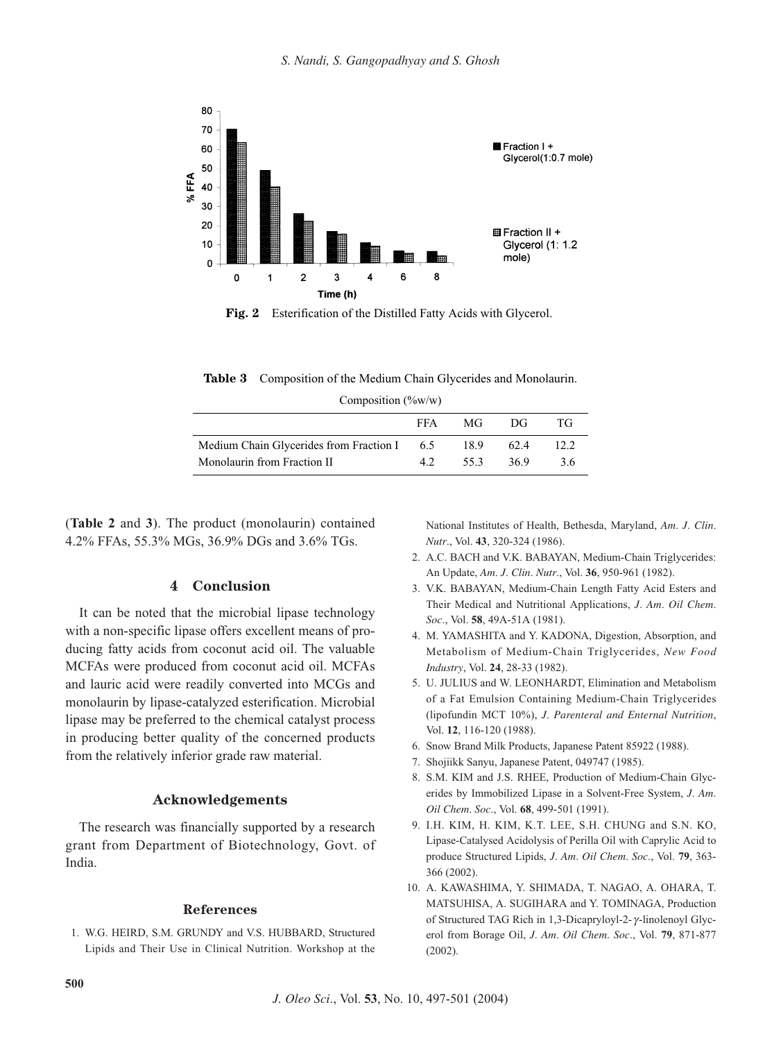Fig. 2 Esterification of the Distilled Fatty Acids with Glycerol.

**Table 3** Composition of the Medium Chain Glycerides and Monolaurin.

| | Composition (%w/w) | | | |
|---|---|---|---|---|
| | FFA | MG | DG | TG |
| Medium Chain Glycerides from Fraction I | 6.5 | 18.9 | 62.4 | 12.2 |
| Monolaurin from Fraction II | 4.2 | 55.3 | 36.9 | 3.6 |

(**Table 2** and **3**). The product (monolaurin) contained 4.2% FFAs, 55.3% MGs, 36.9% DGs and 3.6% TGs.

## 4 Conclusion

It can be noted that the microbial lipase technology with a non-specific lipase offers excellent means of producing fatty acids from coconut acid oil. The valuable MCFAs were produced from coconut acid oil. MCFAs and lauric acid were readily converted into MCGs and monolaurin by lipase-catalyzed esterification. Microbial lipase may be preferred to the chemical catalyst process in producing better quality of the concerned products from the relatively inferior grade raw material.

## Acknowledgements

The research was financially supported by a research grant from Department of Biotechnology, Govt. of India.

## References

1. W.G. HEIRD, S.M. GRUNDY and V.S. HUBBARD, Structured Lipids and Their Use in Clinical Nutrition. Workshop at the National Institutes of Health, Bethesda, Maryland, *Am. J. Clin. Nutr.*, Vol. **43**, 320-324 (1986).
2. A.C. BACH and V.K. BABAYAN, Medium-Chain Triglycerides: An Update, *Am. J. Clin. Nutr.*, Vol. **36**, 950-961 (1982).
3. V.K. BABAYAN, Medium-Chain Length Fatty Acid Esters and Their Medical and Nutritional Applications, *J. Am. Oil Chem. Soc.*, Vol. **58**, 49A-51A (1981).
4. M. YAMASHITA and Y. KADONA, Digestion, Absorption, and Metabolism of Medium-Chain Triglycerides, *New Food Industry*, Vol. **24**, 28-33 (1982).
5. U. JULIUS and W. LEONHARDT, Elimination and Metabolism of a Fat Emulsion Containing Medium-Chain Triglycerides (lipofundin MCT 10%), *J. Parenteral and Enternal Nutrition*, Vol. **12**, 116-120 (1988).
6. Snow Brand Milk Products, Japanese Patent 85922 (1988).
7. Shojiikk Sanyu, Japanese Patent, 049747 (1985).
8. S.M. KIM and J.S. RHEE, Production of Medium-Chain Glycerides by Immobilized Lipase in a Solvent-Free System, *J. Am. Oil Chem. Soc.*, Vol. **68**, 499-501 (1991).
9. I.H. KIM, H. KIM, K.T. LEE, S.H. CHUNG and S.N. KO, Lipase-Catalysed Acidolysis of Perilla Oil with Caprylic Acid to produce Structured Lipids, *J. Am. Oil Chem. Soc.*, Vol. **79**, 363-366 (2002).
10. A. KAWASHIMA, Y. SHIMADA, T. NAGAO, A. OHARA, T. MATSUHISA, A. SUGIHARA and Y. TOMINAGA, Production of Structured TAG Rich in 1,3-Dicapryloyl-2-$\gamma$-linolenoyl Glycerol from Borage Oil, *J. Am. Oil Chem. Soc.*, Vol. **79**, 871-877 (2002).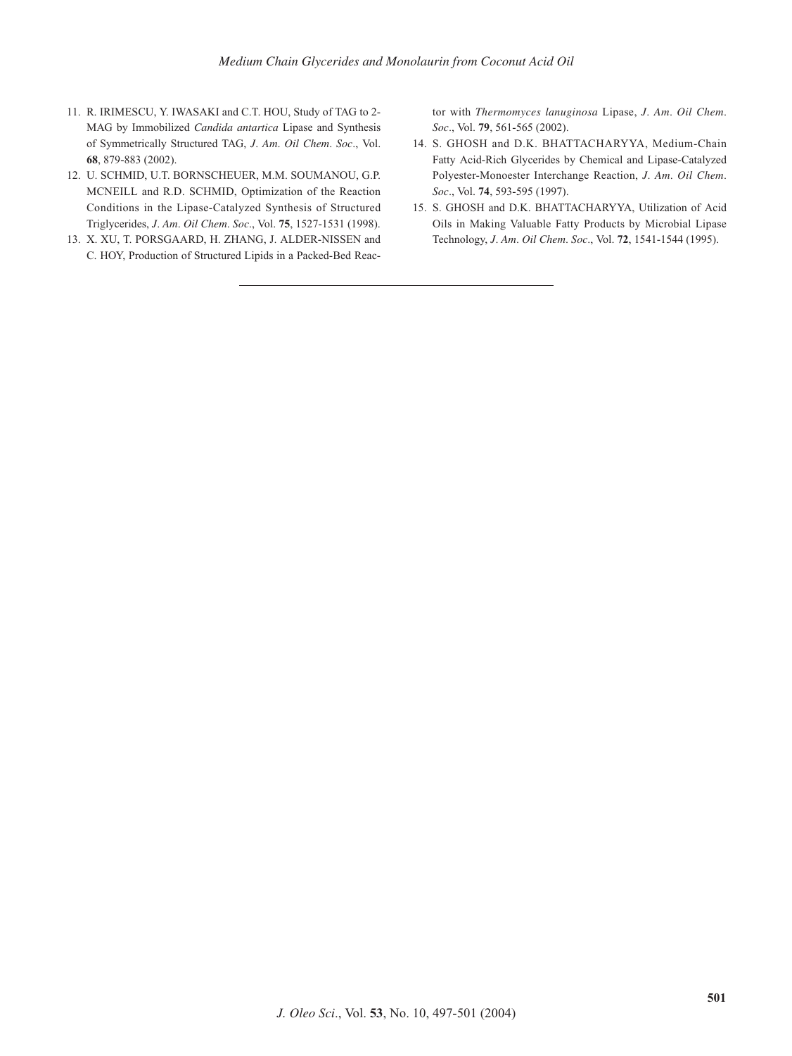11. R. IRIMESCU, Y. IWASAKI and C.T. HOU, Study of TAG to 2-MAG by Immobilized *Candida antartica* Lipase and Synthesis of Symmetrically Structured TAG, *J. Am. Oil Chem. Soc.*, Vol. **68**, 879-883 (2002).
12. U. SCHMID, U.T. BORNSCHEUER, M.M. SOUMANOU, G.P. MCNEILL and R.D. SCHMID, Optimization of the Reaction Conditions in the Lipase-Catalyzed Synthesis of Structured Triglycerides, *J. Am. Oil Chem. Soc.*, Vol. **75**, 1527-1531 (1998).
13. X. XU, T. PORSGAARD, H. ZHANG, J. ALDER-NISSEN and C. HOY, Production of Structured Lipids in a Packed-Bed Reactor with *Thermomyces lanuginosa* Lipase, *J. Am. Oil Chem. Soc.*, Vol. **79**, 561-565 (2002).
14. S. GHOSH and D.K. BHATTACHARYYA, Medium-Chain Fatty Acid-Rich Glycerides by Chemical and Lipase-Catalyzed Polyester-Monoester Interchange Reaction, *J. Am. Oil Chem. Soc.*, Vol. **74**, 593-595 (1997).
15. S. GHOSH and D.K. BHATTACHARYYA, Utilization of Acid Oils in Making Valuable Fatty Products by Microbial Lipase Technology, *J. Am. Oil Chem. Soc.*, Vol. **72**, 1541-1544 (1995).